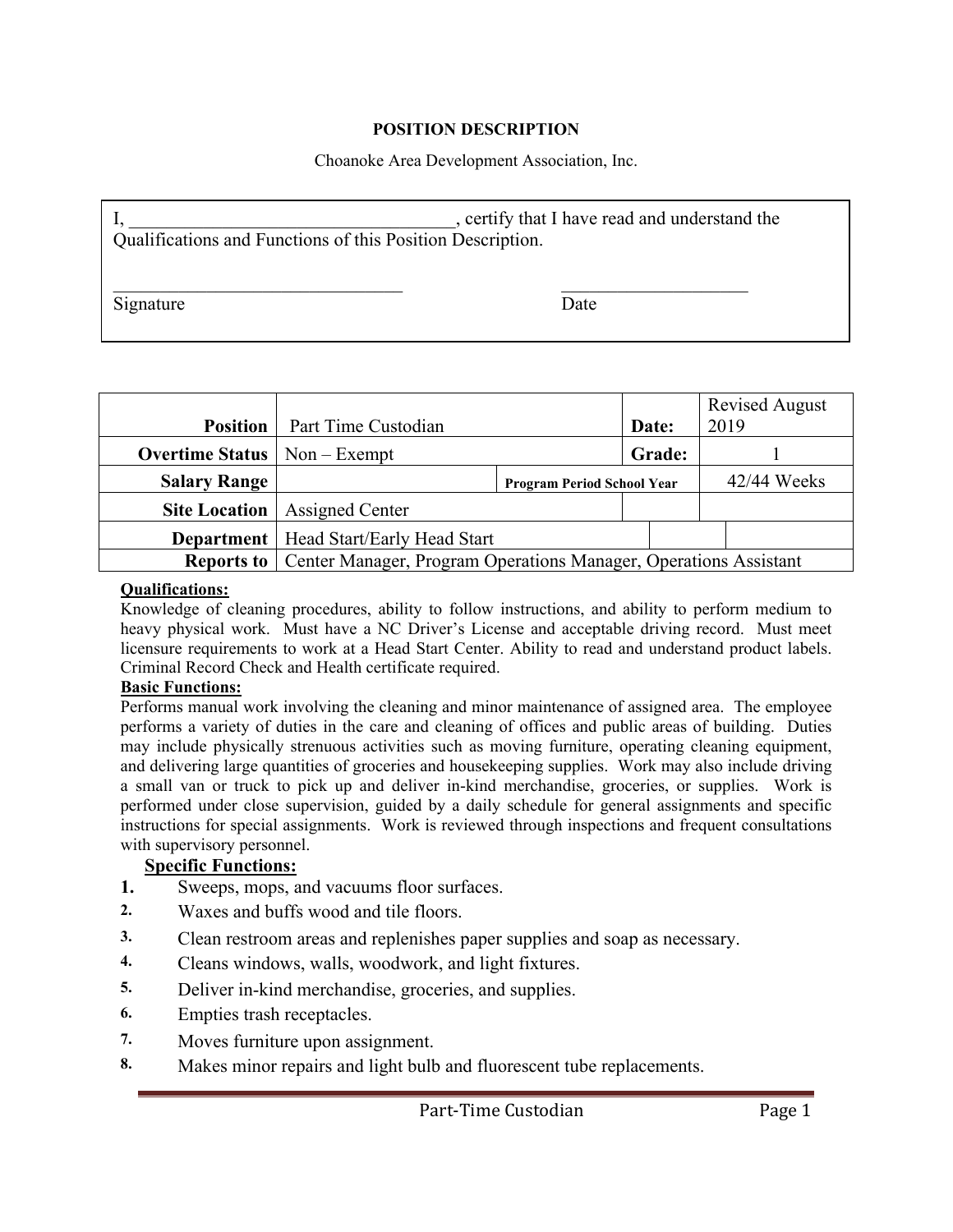**POSITION DESCRIPTION**

Choanoke Area Development Association, Inc.

I, ___________________________________, certify that I have read and understand the Qualifications and Functions of this Position Description.

_______________________________ ____________________

Signature Date

| | | | | |
|---|---|---|---|---|
| **Position** | Part Time Custodian | | **Date:** | Revised August 2019 |
| **Overtime Status** | Non – Exempt | | **Grade:** | 1 |
| **Salary Range** | | **Program Period School Year** | | 42/44 Weeks |
| **Site Location** | Assigned Center | | | |
| **Department** | Head Start/Early Head Start | | | |
| **Reports to** | Center Manager, Program Operations Manager, Operations Assistant | | | |

**Qualifications:**

Knowledge of cleaning procedures, ability to follow instructions, and ability to perform medium to heavy physical work. Must have a NC Driver's License and acceptable driving record. Must meet licensure requirements to work at a Head Start Center. Ability to read and understand product labels. Criminal Record Check and Health certificate required.

**Basic Functions:**

Performs manual work involving the cleaning and minor maintenance of assigned area. The employee performs a variety of duties in the care and cleaning of offices and public areas of building. Duties may include physically strenuous activities such as moving furniture, operating cleaning equipment, and delivering large quantities of groceries and housekeeping supplies. Work may also include driving a small van or truck to pick up and deliver in-kind merchandise, groceries, or supplies. Work is performed under close supervision, guided by a daily schedule for general assignments and specific instructions for special assignments. Work is reviewed through inspections and frequent consultations with supervisory personnel.

**Specific Functions:**

1. Sweeps, mops, and vacuums floor surfaces.
2. Waxes and buffs wood and tile floors.
3. Clean restroom areas and replenishes paper supplies and soap as necessary.
4. Cleans windows, walls, woodwork, and light fixtures.
5. Deliver in-kind merchandise, groceries, and supplies.
6. Empties trash receptacles.
7. Moves furniture upon assignment.
8. Makes minor repairs and light bulb and fluorescent tube replacements.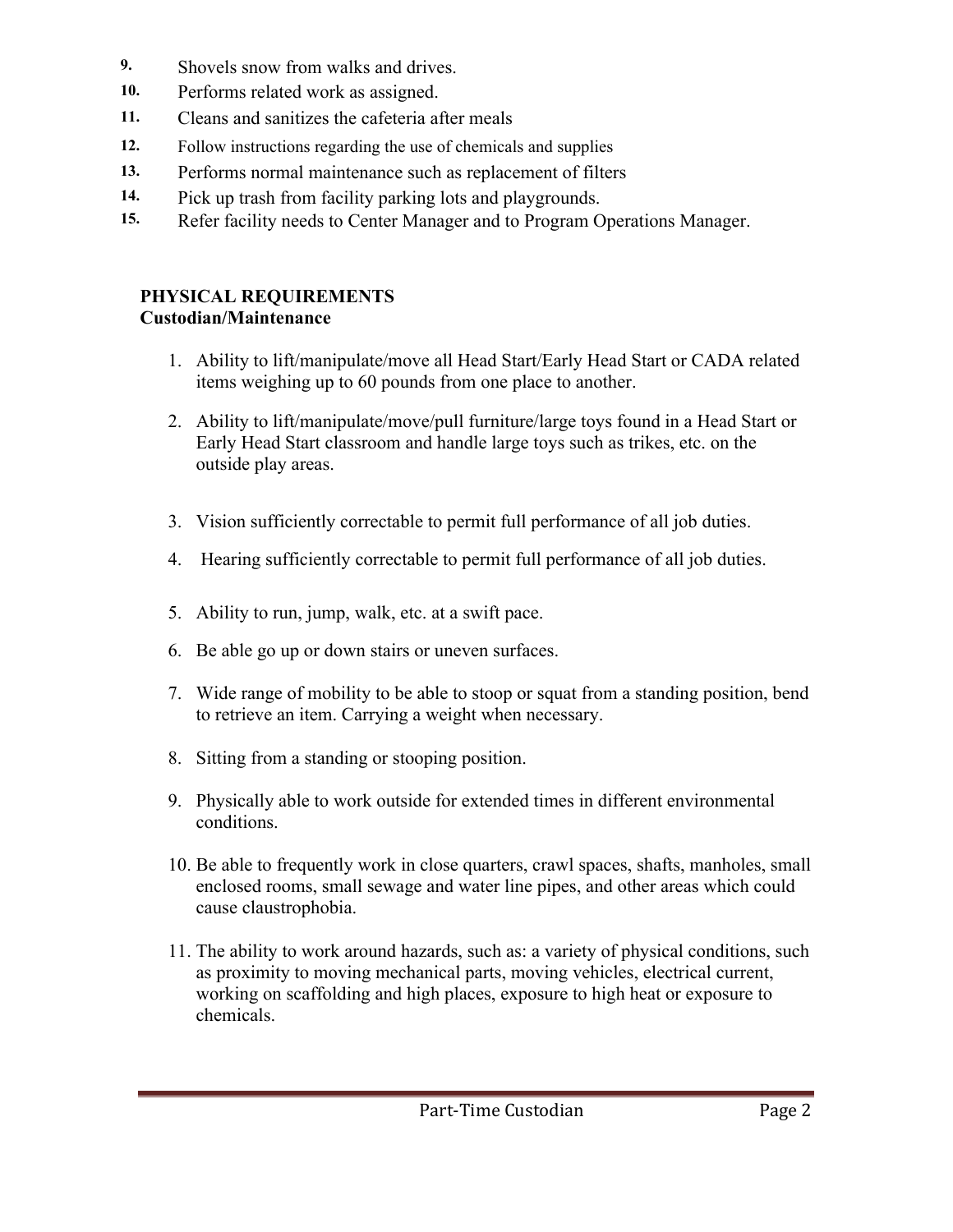9. Shovels snow from walks and drives.
10. Performs related work as assigned.
11. Cleans and sanitizes the cafeteria after meals
12. Follow instructions regarding the use of chemicals and supplies
13. Performs normal maintenance such as replacement of filters
14. Pick up trash from facility parking lots and playgrounds.
15. Refer facility needs to Center Manager and to Program Operations Manager.

**PHYSICAL REQUIREMENTS**
**Custodian/Maintenance**

1. Ability to lift/manipulate/move all Head Start/Early Head Start or CADA related items weighing up to 60 pounds from one place to another.
2. Ability to lift/manipulate/move/pull furniture/large toys found in a Head Start or Early Head Start classroom and handle large toys such as trikes, etc. on the outside play areas.
3. Vision sufficiently correctable to permit full performance of all job duties.
4. Hearing sufficiently correctable to permit full performance of all job duties.
5. Ability to run, jump, walk, etc. at a swift pace.
6. Be able go up or down stairs or uneven surfaces.
7. Wide range of mobility to be able to stoop or squat from a standing position, bend to retrieve an item. Carrying a weight when necessary.
8. Sitting from a standing or stooping position.
9. Physically able to work outside for extended times in different environmental conditions.
10. Be able to frequently work in close quarters, crawl spaces, shafts, manholes, small enclosed rooms, small sewage and water line pipes, and other areas which could cause claustrophobia.
11. The ability to work around hazards, such as: a variety of physical conditions, such as proximity to moving mechanical parts, moving vehicles, electrical current, working on scaffolding and high places, exposure to high heat or exposure to chemicals.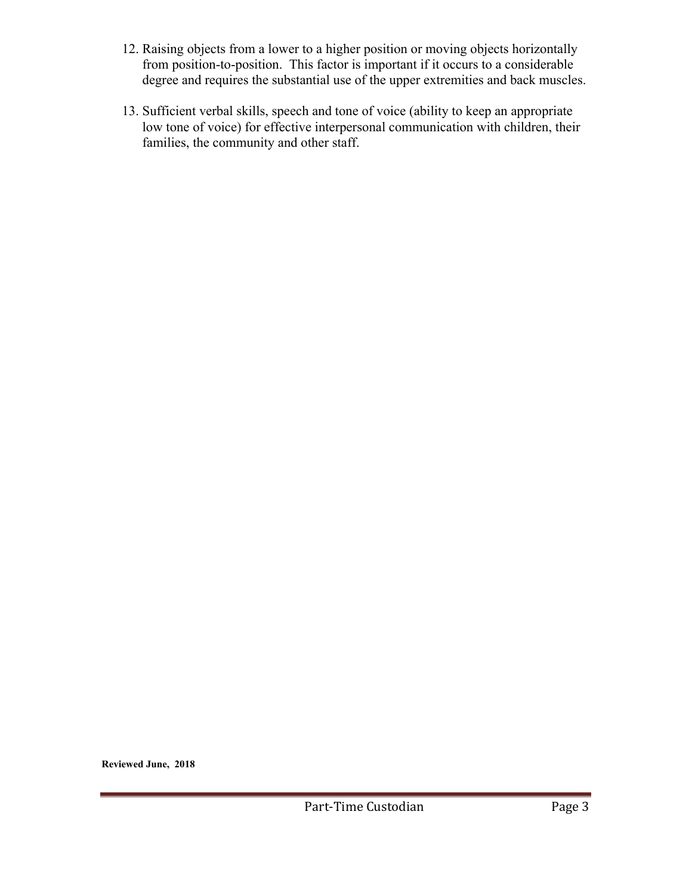12. Raising objects from a lower to a higher position or moving objects horizontally from position-to-position. This factor is important if it occurs to a considerable degree and requires the substantial use of the upper extremities and back muscles.

13. Sufficient verbal skills, speech and tone of voice (ability to keep an appropriate low tone of voice) for effective interpersonal communication with children, their families, the community and other staff.

**Reviewed June, 2018**